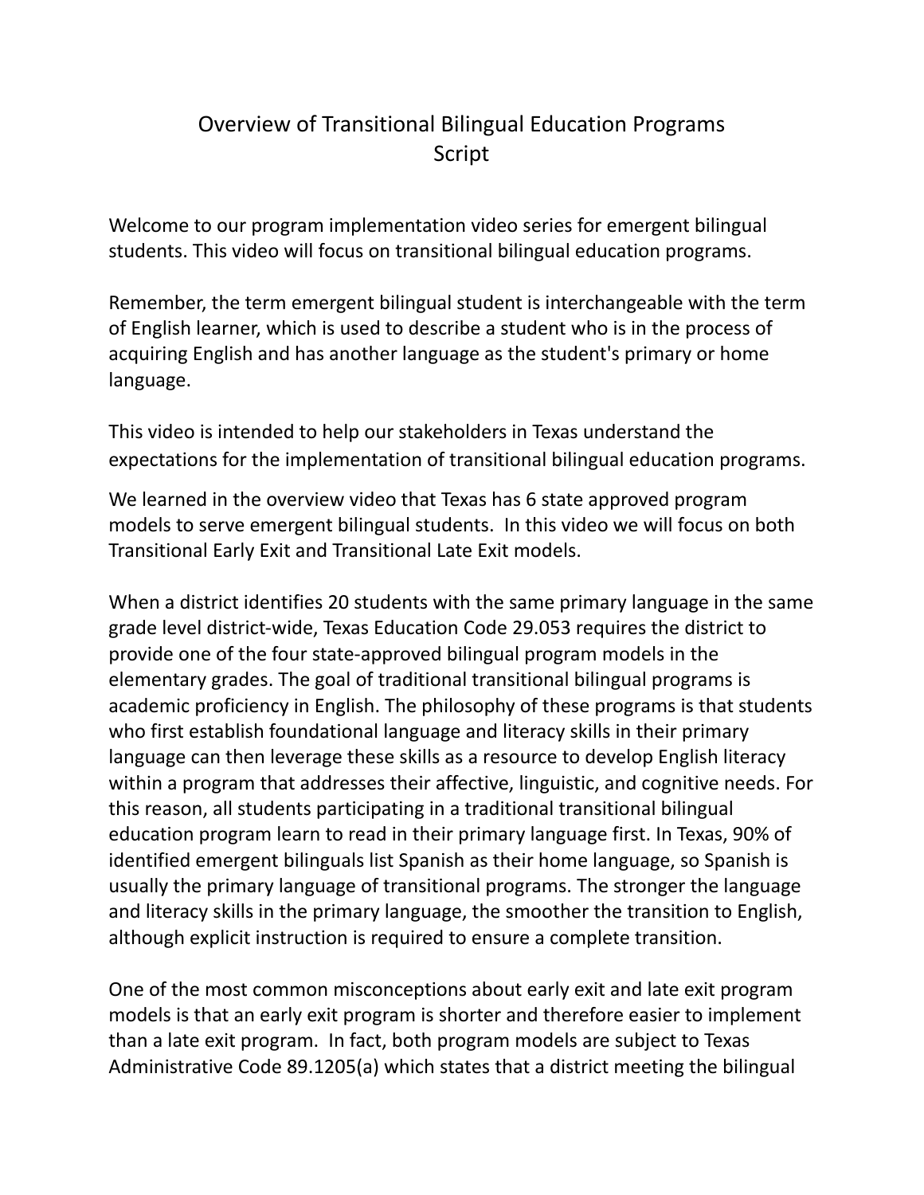# Overview of Transitional Bilingual Education Programs
## Script

Welcome to our program implementation video series for emergent bilingual students. This video will focus on transitional bilingual education programs.

Remember, the term emergent bilingual student is interchangeable with the term of English learner, which is used to describe a student who is in the process of acquiring English and has another language as the student's primary or home language.

This video is intended to help our stakeholders in Texas understand the expectations for the implementation of transitional bilingual education programs.

We learned in the overview video that Texas has 6 state approved program models to serve emergent bilingual students. In this video we will focus on both Transitional Early Exit and Transitional Late Exit models.

When a district identifies 20 students with the same primary language in the same grade level district-wide, Texas Education Code 29.053 requires the district to provide one of the four state-approved bilingual program models in the elementary grades. The goal of traditional transitional bilingual programs is academic proficiency in English. The philosophy of these programs is that students who first establish foundational language and literacy skills in their primary language can then leverage these skills as a resource to develop English literacy within a program that addresses their affective, linguistic, and cognitive needs. For this reason, all students participating in a traditional transitional bilingual education program learn to read in their primary language first. In Texas, 90% of identified emergent bilinguals list Spanish as their home language, so Spanish is usually the primary language of transitional programs. The stronger the language and literacy skills in the primary language, the smoother the transition to English, although explicit instruction is required to ensure a complete transition.

One of the most common misconceptions about early exit and late exit program models is that an early exit program is shorter and therefore easier to implement than a late exit program. In fact, both program models are subject to Texas Administrative Code 89.1205(a) which states that a district meeting the bilingual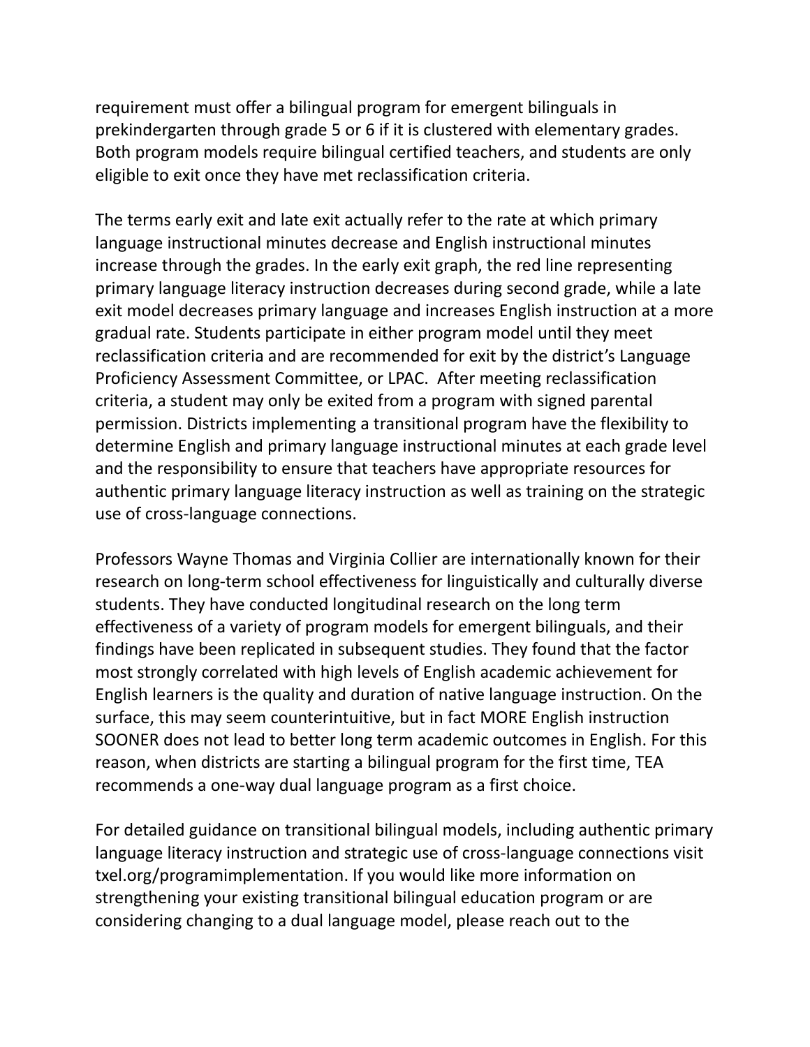requirement must offer a bilingual program for emergent bilinguals in prekindergarten through grade 5 or 6 if it is clustered with elementary grades. Both program models require bilingual certified teachers, and students are only eligible to exit once they have met reclassification criteria.

The terms early exit and late exit actually refer to the rate at which primary language instructional minutes decrease and English instructional minutes increase through the grades. In the early exit graph, the red line representing primary language literacy instruction decreases during second grade, while a late exit model decreases primary language and increases English instruction at a more gradual rate. Students participate in either program model until they meet reclassification criteria and are recommended for exit by the district's Language Proficiency Assessment Committee, or LPAC. After meeting reclassification criteria, a student may only be exited from a program with signed parental permission. Districts implementing a transitional program have the flexibility to determine English and primary language instructional minutes at each grade level and the responsibility to ensure that teachers have appropriate resources for authentic primary language literacy instruction as well as training on the strategic use of cross-language connections.

Professors Wayne Thomas and Virginia Collier are internationally known for their research on long-term school effectiveness for linguistically and culturally diverse students. They have conducted longitudinal research on the long term effectiveness of a variety of program models for emergent bilinguals, and their findings have been replicated in subsequent studies. They found that the factor most strongly correlated with high levels of English academic achievement for English learners is the quality and duration of native language instruction. On the surface, this may seem counterintuitive, but in fact MORE English instruction SOONER does not lead to better long term academic outcomes in English. For this reason, when districts are starting a bilingual program for the first time, TEA recommends a one-way dual language program as a first choice.

For detailed guidance on transitional bilingual models, including authentic primary language literacy instruction and strategic use of cross-language connections visit txel.org/programimplementation. If you would like more information on strengthening your existing transitional bilingual education program or are considering changing to a dual language model, please reach out to the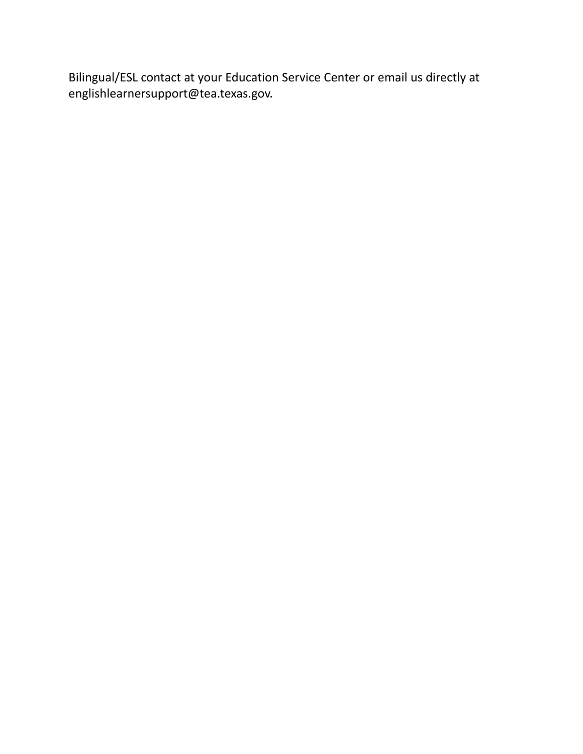Bilingual/ESL contact at your Education Service Center or email us directly at englishlearnersupport@tea.texas.gov.